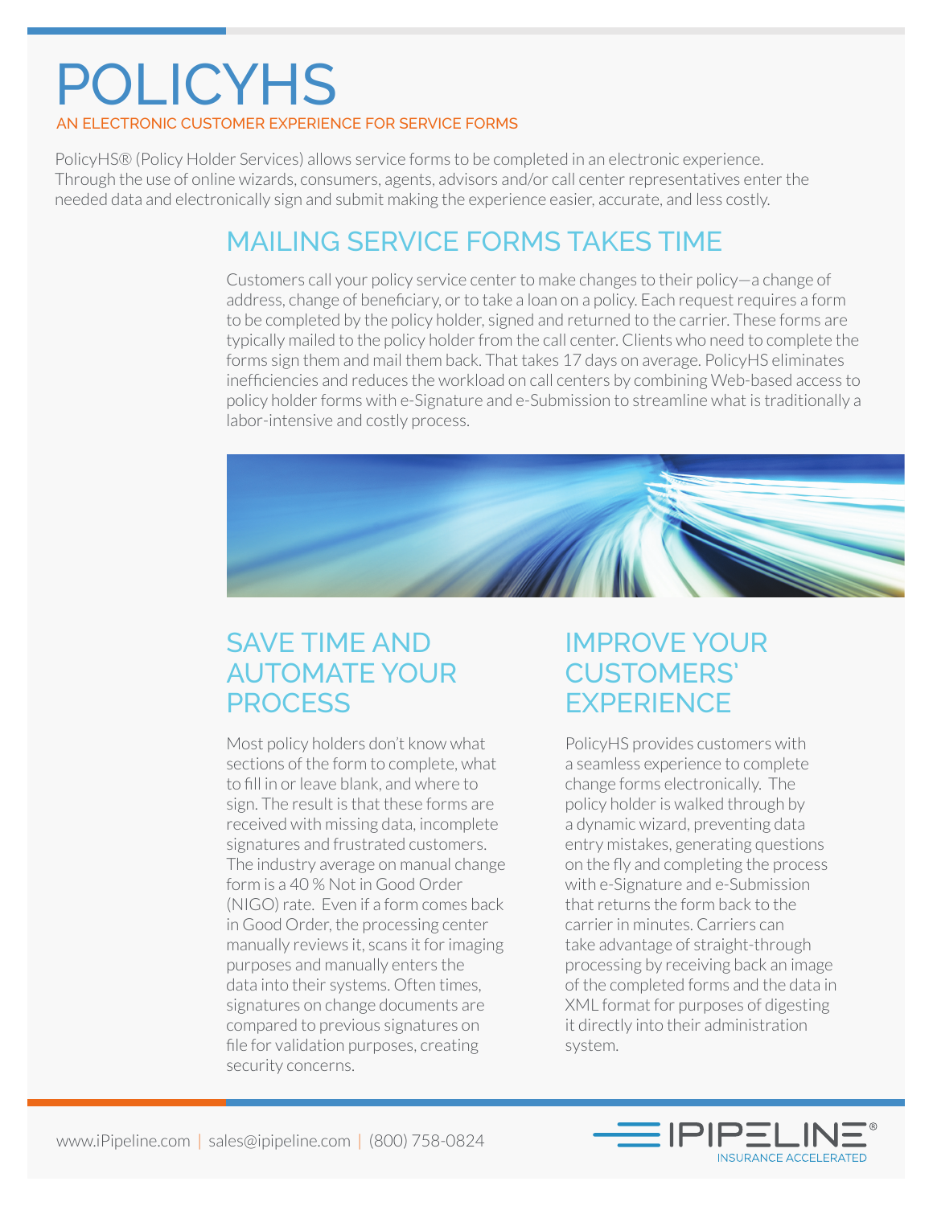# POLICYHS

AN ELECTRONIC CUSTOMER EXPERIENCE FOR SERVICE FORMS

PolicyHS® (Policy Holder Services) allows service forms to be completed in an electronic experience. Through the use of online wizards, consumers, agents, advisors and/or call center representatives enter the needed data and electronically sign and submit making the experience easier, accurate, and less costly.

## MAILING SERVICE FORMS TAKES TIME

Customers call your policy service center to make changes to their policy—a change of address, change of beneficiary, or to take a loan on a policy. Each request requires a form to be completed by the policy holder, signed and returned to the carrier. These forms are typically mailed to the policy holder from the call center. Clients who need to complete the forms sign them and mail them back. That takes 17 days on average. PolicyHS eliminates inefficiencies and reduces the workload on call centers by combining Web-based access to policy holder forms with e-Signature and e-Submission to streamline what is traditionally a labor-intensive and costly process.

## SAVE TIME AND AUTOMATE YOUR PROCESS

Most policy holders don't know what sections of the form to complete, what to fill in or leave blank, and where to sign. The result is that these forms are received with missing data, incomplete signatures and frustrated customers. The industry average on manual change form is a 40 % Not in Good Order (NIGO) rate. Even if a form comes back in Good Order, the processing center manually reviews it, scans it for imaging purposes and manually enters the data into their systems. Often times, signatures on change documents are compared to previous signatures on file for validation purposes, creating security concerns.

## IMPROVE YOUR CUSTOMERS' EXPERIENCE

PolicyHS provides customers with a seamless experience to complete change forms electronically. The policy holder is walked through by a dynamic wizard, preventing data entry mistakes, generating questions on the fly and completing the process with e-Signature and e-Submission that returns the form back to the carrier in minutes. Carriers can take advantage of straight-through processing by receiving back an image of the completed forms and the data in XML format for purposes of digesting it directly into their administration system.

www.iPipeline.com | sales@ipipeline.com | (800) 758-0824

IPIPELINE® INSURANCE ACCELERATED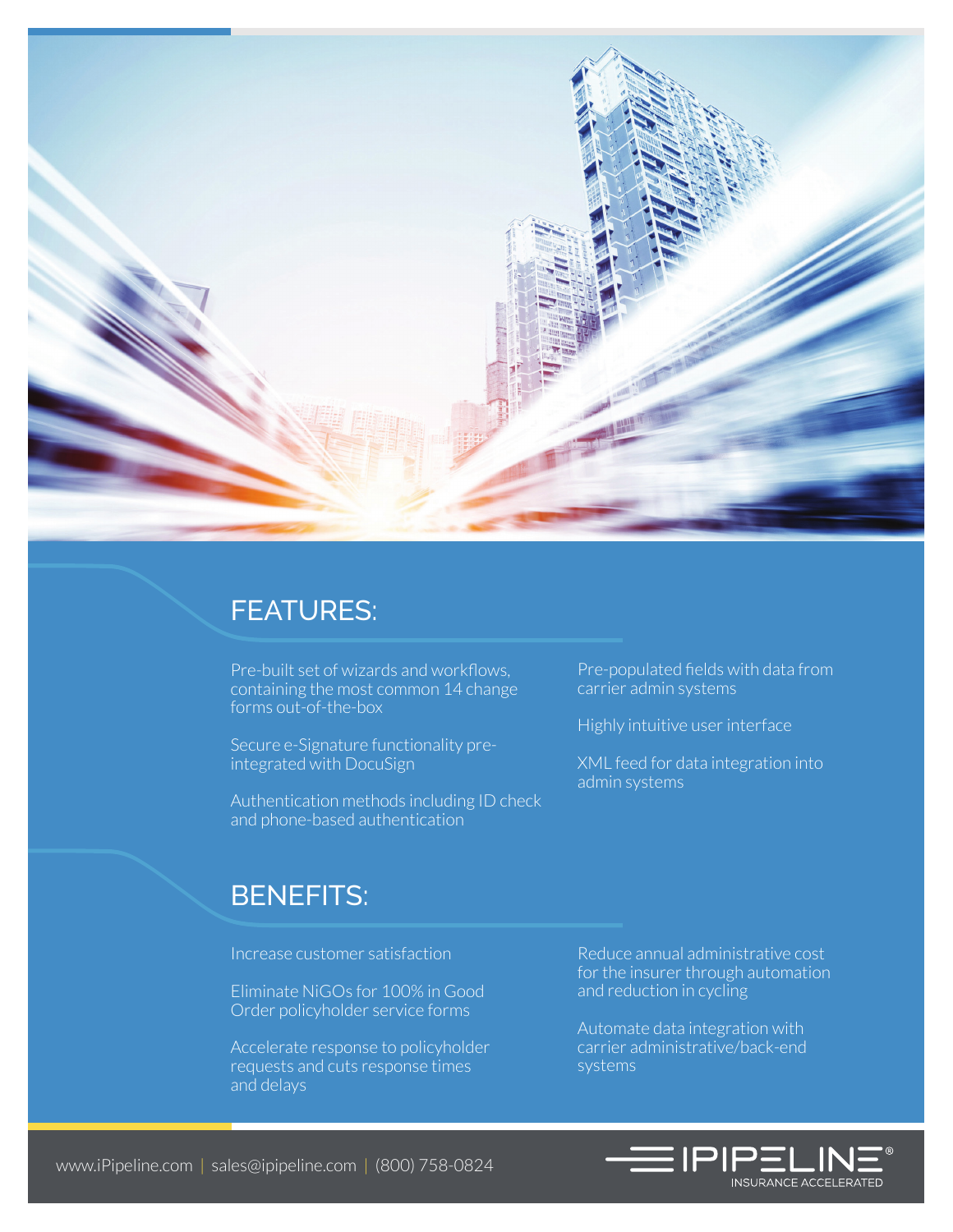## FEATURES:

Pre-built set of wizards and workflows, containing the most common 14 change forms out-of-the-box

Secure e-Signature functionality pre-integrated with DocuSign

Authentication methods including ID check and phone-based authentication

Pre-populated fields with data from carrier admin systems

Highly intuitive user interface

XML feed for data integration into admin systems

## BENEFITS:

Increase customer satisfaction

Eliminate NiGOs for 100% in Good Order policyholder service forms

Accelerate response to policyholder requests and cuts response times and delays

Reduce annual administrative cost for the insurer through automation and reduction in cycling

Automate data integration with carrier administrative/back-end systems

www.iPipeline.com | sales@ipipeline.com | (800) 758-0824

IPIPELINE® INSURANCE ACCELERATED